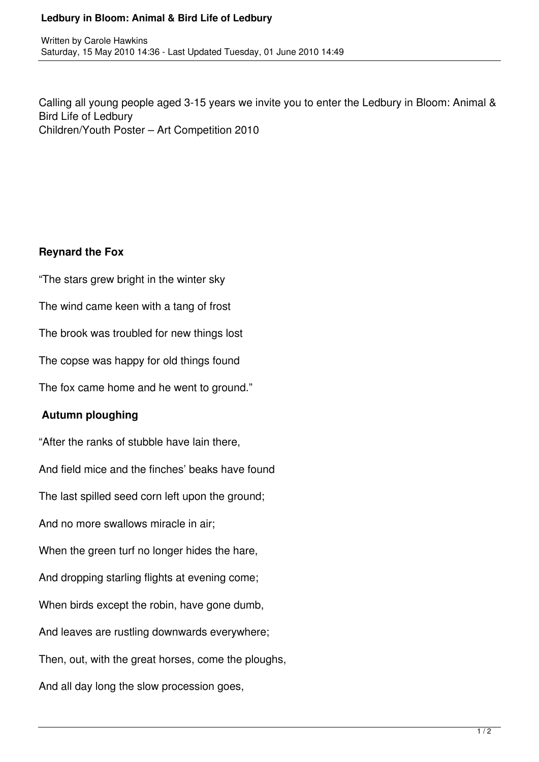Calling all young people aged 3-15 years we invite you to enter the Ledbury in Bloom: Animal & Bird Life of Ledbury
Children/Youth Poster – Art Competition 2010

**Reynard the Fox**

"The stars grew bright in the winter sky

The wind came keen with a tang of frost

The brook was troubled for new things lost

The copse was happy for old things found

The fox came home and he went to ground."

**Autumn ploughing**

"After the ranks of stubble have lain there,

And field mice and the finches' beaks have found

The last spilled seed corn left upon the ground;

And no more swallows miracle in air;

When the green turf no longer hides the hare,

And dropping starling flights at evening come;

When birds except the robin, have gone dumb,

And leaves are rustling downwards everywhere;

Then, out, with the great horses, come the ploughs,

And all day long the slow procession goes,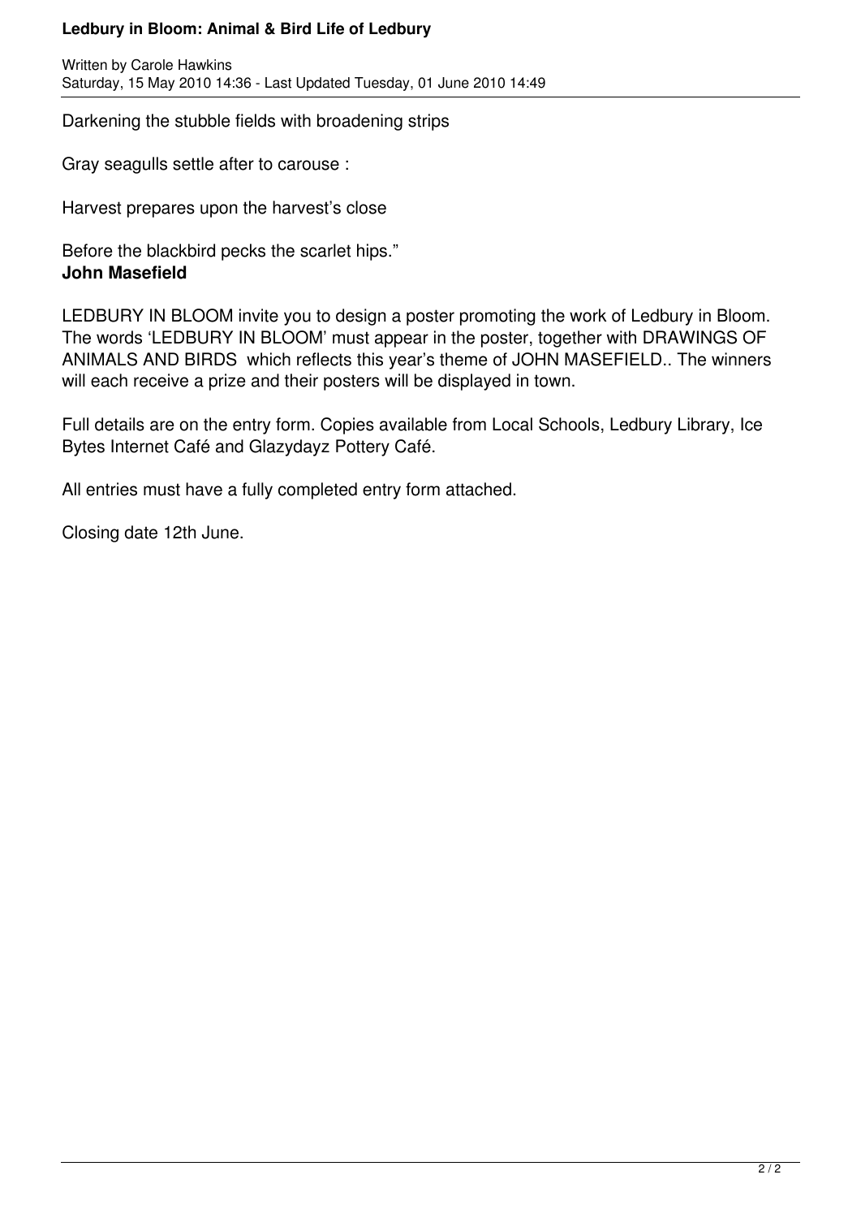Darkening the stubble fields with broadening strips

Gray seagulls settle after to carouse :

Harvest prepares upon the harvest's close

Before the blackbird pecks the scarlet hips."
**John Masefield**

LEDBURY IN BLOOM invite you to design a poster promoting the work of Ledbury in Bloom. The words 'LEDBURY IN BLOOM' must appear in the poster, together with DRAWINGS OF ANIMALS AND BIRDS which reflects this year's theme of JOHN MASEFIELD.. The winners will each receive a prize and their posters will be displayed in town.

Full details are on the entry form. Copies available from Local Schools, Ledbury Library, Ice Bytes Internet Café and Glazydayz Pottery Café.

All entries must have a fully completed entry form attached.

Closing date 12th June.